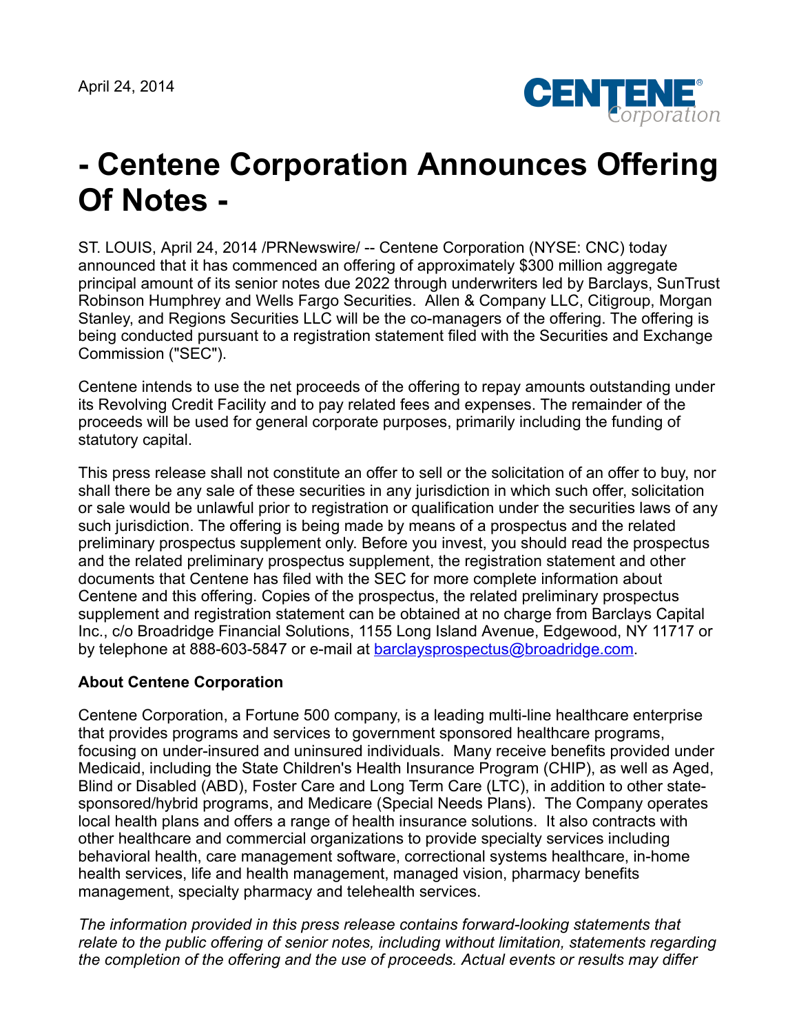April 24, 2014

# - Centene Corporation Announces Offering Of Notes -

ST. LOUIS, April 24, 2014 /PRNewswire/ -- Centene Corporation (NYSE: CNC) today announced that it has commenced an offering of approximately $300 million aggregate principal amount of its senior notes due 2022 through underwriters led by Barclays, SunTrust Robinson Humphrey and Wells Fargo Securities. Allen & Company LLC, Citigroup, Morgan Stanley, and Regions Securities LLC will be the co-managers of the offering. The offering is being conducted pursuant to a registration statement filed with the Securities and Exchange Commission ("SEC").

Centene intends to use the net proceeds of the offering to repay amounts outstanding under its Revolving Credit Facility and to pay related fees and expenses. The remainder of the proceeds will be used for general corporate purposes, primarily including the funding of statutory capital.

This press release shall not constitute an offer to sell or the solicitation of an offer to buy, nor shall there be any sale of these securities in any jurisdiction in which such offer, solicitation or sale would be unlawful prior to registration or qualification under the securities laws of any such jurisdiction. The offering is being made by means of a prospectus and the related preliminary prospectus supplement only. Before you invest, you should read the prospectus and the related preliminary prospectus supplement, the registration statement and other documents that Centene has filed with the SEC for more complete information about Centene and this offering. Copies of the prospectus, the related preliminary prospectus supplement and registration statement can be obtained at no charge from Barclays Capital Inc., c/o Broadridge Financial Solutions, 1155 Long Island Avenue, Edgewood, NY 11717 or by telephone at 888-603-5847 or e-mail at barclaysprospectus@broadridge.com.

**About Centene Corporation**

Centene Corporation, a Fortune 500 company, is a leading multi-line healthcare enterprise that provides programs and services to government sponsored healthcare programs, focusing on under-insured and uninsured individuals. Many receive benefits provided under Medicaid, including the State Children's Health Insurance Program (CHIP), as well as Aged, Blind or Disabled (ABD), Foster Care and Long Term Care (LTC), in addition to other state-sponsored/hybrid programs, and Medicare (Special Needs Plans). The Company operates local health plans and offers a range of health insurance solutions. It also contracts with other healthcare and commercial organizations to provide specialty services including behavioral health, care management software, correctional systems healthcare, in-home health services, life and health management, managed vision, pharmacy benefits management, specialty pharmacy and telehealth services.

*The information provided in this press release contains forward-looking statements that relate to the public offering of senior notes, including without limitation, statements regarding the completion of the offering and the use of proceeds. Actual events or results may differ*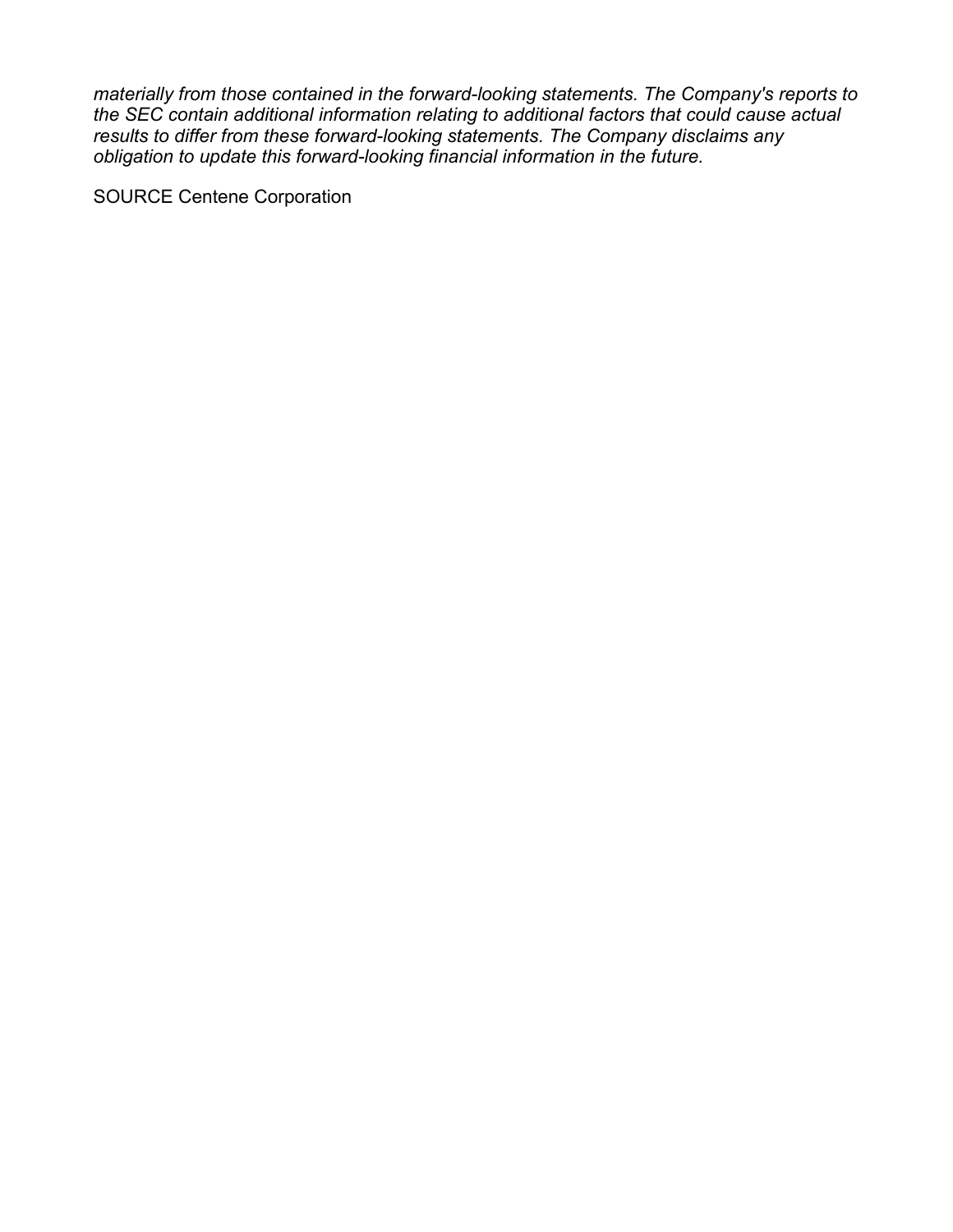*materially from those contained in the forward-looking statements. The Company's reports to the SEC contain additional information relating to additional factors that could cause actual results to differ from these forward-looking statements. The Company disclaims any obligation to update this forward-looking financial information in the future.*

SOURCE Centene Corporation